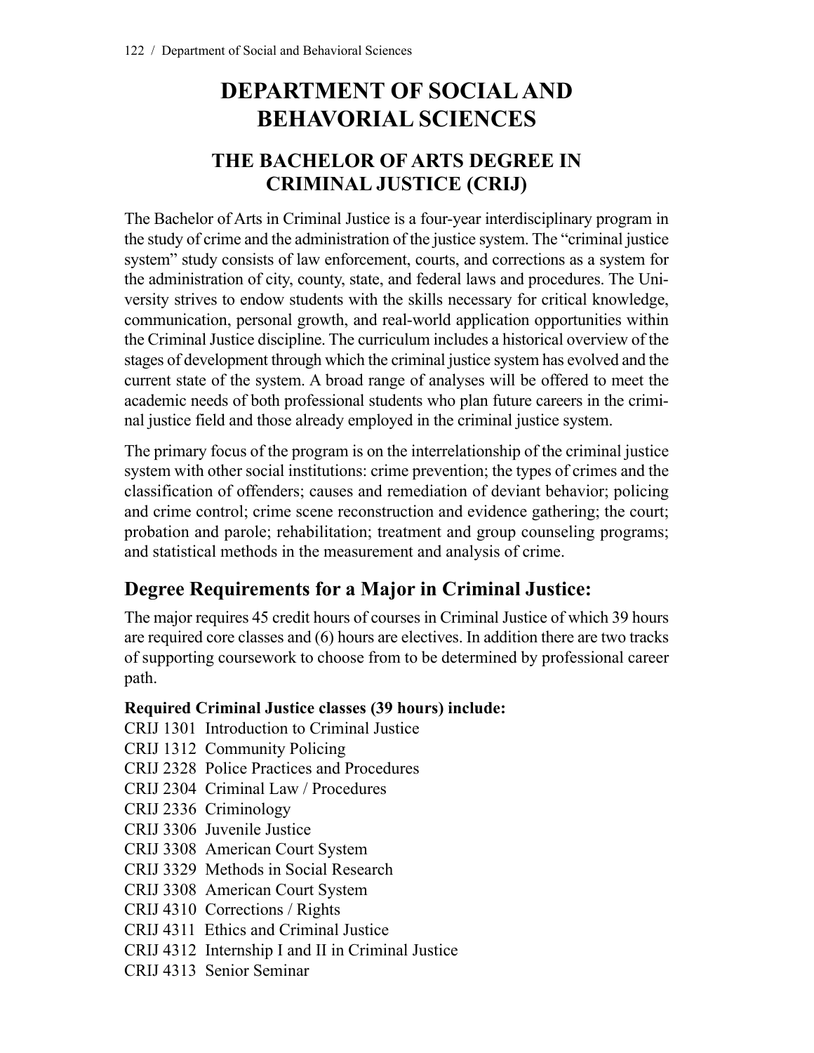# DEPARTMENT OF SOCIAL AND BEHAVORIAL SCIENCES

## THE BACHELOR OF ARTS DEGREE IN CRIMINAL JUSTICE (CRIJ)

The Bachelor of Arts in Criminal Justice is a four-year interdisciplinary program in the study of crime and the administration of the justice system. The "criminal justice system" study consists of law enforcement, courts, and corrections as a system for the administration of city, county, state, and federal laws and procedures. The University strives to endow students with the skills necessary for critical knowledge, communication, personal growth, and real-world application opportunities within the Criminal Justice discipline. The curriculum includes a historical overview of the stages of development through which the criminal justice system has evolved and the current state of the system. A broad range of analyses will be offered to meet the academic needs of both professional students who plan future careers in the criminal justice field and those already employed in the criminal justice system.

The primary focus of the program is on the interrelationship of the criminal justice system with other social institutions: crime prevention; the types of crimes and the classification of offenders; causes and remediation of deviant behavior; policing and crime control; crime scene reconstruction and evidence gathering; the court; probation and parole; rehabilitation; treatment and group counseling programs; and statistical methods in the measurement and analysis of crime.

### Degree Requirements for a Major in Criminal Justice:

The major requires 45 credit hours of courses in Criminal Justice of which 39 hours are required core classes and (6) hours are electives. In addition there are two tracks of supporting coursework to choose from to be determined by professional career path.

**Required Criminal Justice classes (39 hours) include:**

CRIJ 1301 Introduction to Criminal Justice
CRIJ 1312 Community Policing
CRIJ 2328 Police Practices and Procedures
CRIJ 2304 Criminal Law / Procedures
CRIJ 2336 Criminology
CRIJ 3306 Juvenile Justice
CRIJ 3308 American Court System
CRIJ 3329 Methods in Social Research
CRIJ 3308 American Court System
CRIJ 4310 Corrections / Rights
CRIJ 4311 Ethics and Criminal Justice
CRIJ 4312 Internship I and II in Criminal Justice
CRIJ 4313 Senior Seminar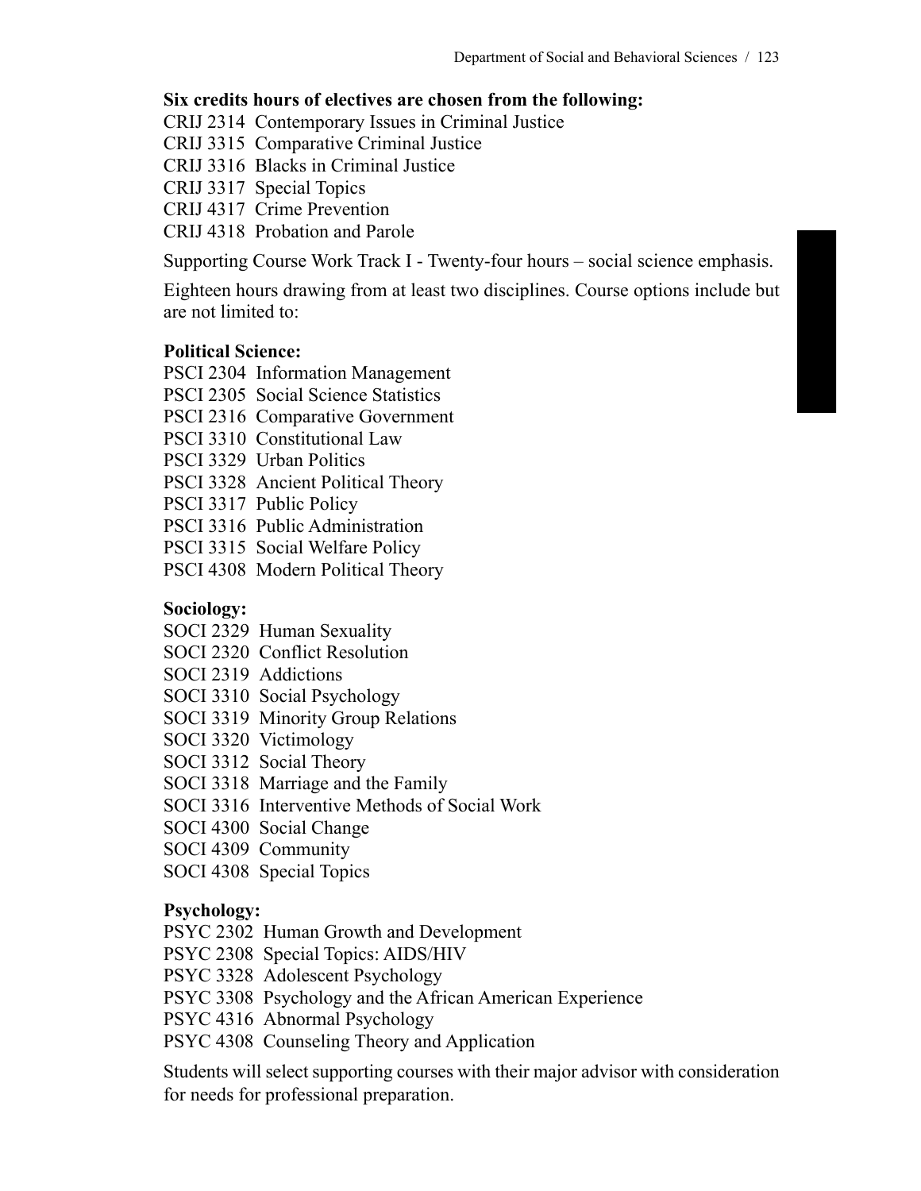**Six credits hours of electives are chosen from the following:**

CRIJ 2314 Contemporary Issues in Criminal Justice
CRIJ 3315 Comparative Criminal Justice
CRIJ 3316 Blacks in Criminal Justice
CRIJ 3317 Special Topics
CRIJ 4317 Crime Prevention
CRIJ 4318 Probation and Parole

Supporting Course Work Track I - Twenty-four hours – social science emphasis.

Eighteen hours drawing from at least two disciplines. Course options include but are not limited to:

**Political Science:**

PSCI 2304 Information Management
PSCI 2305 Social Science Statistics
PSCI 2316 Comparative Government
PSCI 3310 Constitutional Law
PSCI 3329 Urban Politics
PSCI 3328 Ancient Political Theory
PSCI 3317 Public Policy
PSCI 3316 Public Administration
PSCI 3315 Social Welfare Policy
PSCI 4308 Modern Political Theory

**Sociology:**

SOCI 2329 Human Sexuality
SOCI 2320 Conflict Resolution
SOCI 2319 Addictions
SOCI 3310 Social Psychology
SOCI 3319 Minority Group Relations
SOCI 3320 Victimology
SOCI 3312 Social Theory
SOCI 3318 Marriage and the Family
SOCI 3316 Interventive Methods of Social Work
SOCI 4300 Social Change
SOCI 4309 Community
SOCI 4308 Special Topics

**Psychology:**

PSYC 2302 Human Growth and Development
PSYC 2308 Special Topics: AIDS/HIV
PSYC 3328 Adolescent Psychology
PSYC 3308 Psychology and the African American Experience
PSYC 4316 Abnormal Psychology
PSYC 4308 Counseling Theory and Application

Students will select supporting courses with their major advisor with consideration for needs for professional preparation.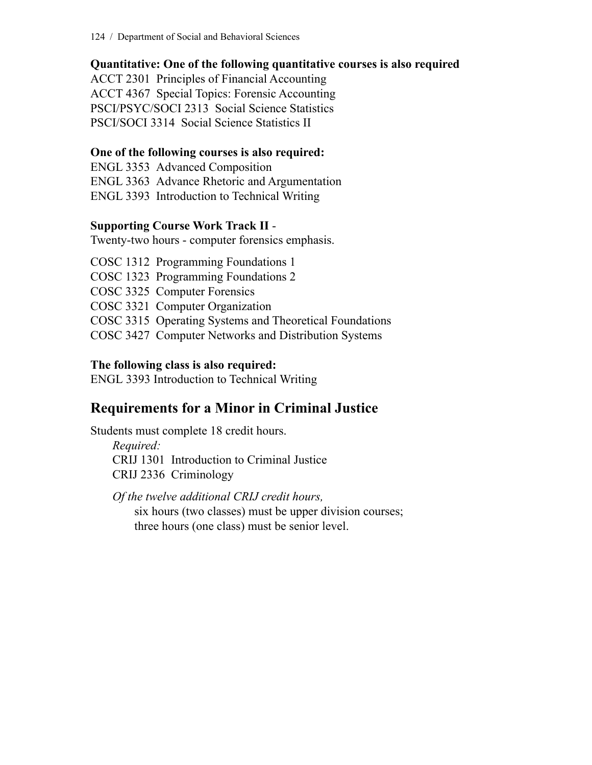**Quantitative: One of the following quantitative courses is also required**

ACCT 2301 Principles of Financial Accounting
ACCT 4367 Special Topics: Forensic Accounting
PSCI/PSYC/SOCI 2313 Social Science Statistics
PSCI/SOCI 3314 Social Science Statistics II

**One of the following courses is also required:**

ENGL 3353 Advanced Composition
ENGL 3363 Advance Rhetoric and Argumentation
ENGL 3393 Introduction to Technical Writing

**Supporting Course Work Track II** -
Twenty-two hours - computer forensics emphasis.

COSC 1312 Programming Foundations 1
COSC 1323 Programming Foundations 2
COSC 3325 Computer Forensics
COSC 3321 Computer Organization
COSC 3315 Operating Systems and Theoretical Foundations
COSC 3427 Computer Networks and Distribution Systems

**The following class is also required:**

ENGL 3393 Introduction to Technical Writing

## Requirements for a Minor in Criminal Justice

Students must complete 18 credit hours.

*Required:*
CRIJ 1301 Introduction to Criminal Justice
CRIJ 2336 Criminology

*Of the twelve additional CRIJ credit hours,*
six hours (two classes) must be upper division courses;
three hours (one class) must be senior level.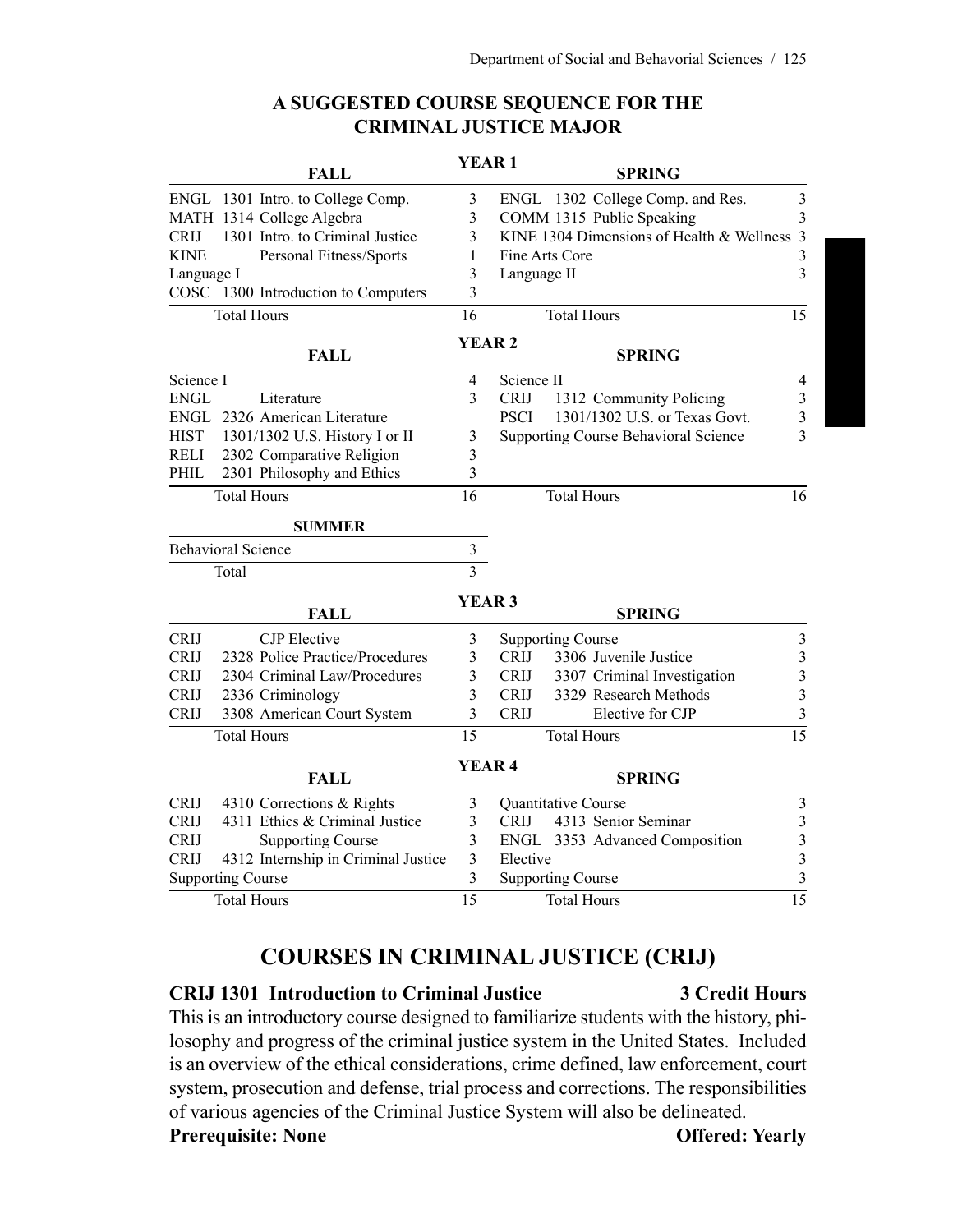## A SUGGESTED COURSE SEQUENCE FOR THE CRIMINAL JUSTICE MAJOR

### YEAR 1

| FALL | | SPRING | |
|---|---|---|---|
| ENGL 1301 Intro. to College Comp. | 3 | ENGL 1302 College Comp. and Res. | 3 |
| MATH 1314 College Algebra | 3 | COMM 1315 Public Speaking | 3 |
| CRIJ 1301 Intro. to Criminal Justice | 3 | KINE 1304 Dimensions of Health & Wellness | 3 |
| KINE Personal Fitness/Sports | 1 | Fine Arts Core | 3 |
| Language I | 3 | Language II | 3 |
| COSC 1300 Introduction to Computers | 3 | | |
| Total Hours | 16 | Total Hours | 15 |

### YEAR 2

| FALL | | SPRING | |
|---|---|---|---|
| Science I | 4 | Science II | 4 |
| ENGL Literature | 3 | CRIJ 1312 Community Policing | 3 |
| ENGL 2326 American Literature | | PSCI 1301/1302 U.S. or Texas Govt. | 3 |
| HIST 1301/1302 U.S. History I or II | 3 | Supporting Course Behavioral Science | 3 |
| RELI 2302 Comparative Religion | 3 | | |
| PHIL 2301 Philosophy and Ethics | 3 | | |
| Total Hours | 16 | Total Hours | 16 |

| SUMMER | |
|---|---|
| Behavioral Science | 3 |
| Total | 3 |

### YEAR 3

| FALL | | SPRING | |
|---|---|---|---|
| CRIJ CJP Elective | 3 | Supporting Course | 3 |
| CRIJ 2328 Police Practice/Procedures | 3 | CRIJ 3306 Juvenile Justice | 3 |
| CRIJ 2304 Criminal Law/Procedures | 3 | CRIJ 3307 Criminal Investigation | 3 |
| CRIJ 2336 Criminology | 3 | CRIJ 3329 Research Methods | 3 |
| CRIJ 3308 American Court System | 3 | CRIJ Elective for CJP | 3 |
| Total Hours | 15 | Total Hours | 15 |

### YEAR 4

| FALL | | SPRING | |
|---|---|---|---|
| CRIJ 4310 Corrections & Rights | 3 | Quantitative Course | 3 |
| CRIJ 4311 Ethics & Criminal Justice | 3 | CRIJ 4313 Senior Seminar | 3 |
| CRIJ Supporting Course | 3 | ENGL 3353 Advanced Composition | 3 |
| CRIJ 4312 Internship in Criminal Justice | 3 | Elective | 3 |
| Supporting Course | 3 | Supporting Course | 3 |
| Total Hours | 15 | Total Hours | 15 |

## COURSES IN CRIMINAL JUSTICE (CRIJ)

**CRIJ 1301 Introduction to Criminal Justice — 3 Credit Hours**

This is an introductory course designed to familiarize students with the history, philosophy and progress of the criminal justice system in the United States. Included is an overview of the ethical considerations, crime defined, law enforcement, court system, prosecution and defense, trial process and corrections. The responsibilities of various agencies of the Criminal Justice System will also be delineated.

**Prerequisite: None** — **Offered: Yearly**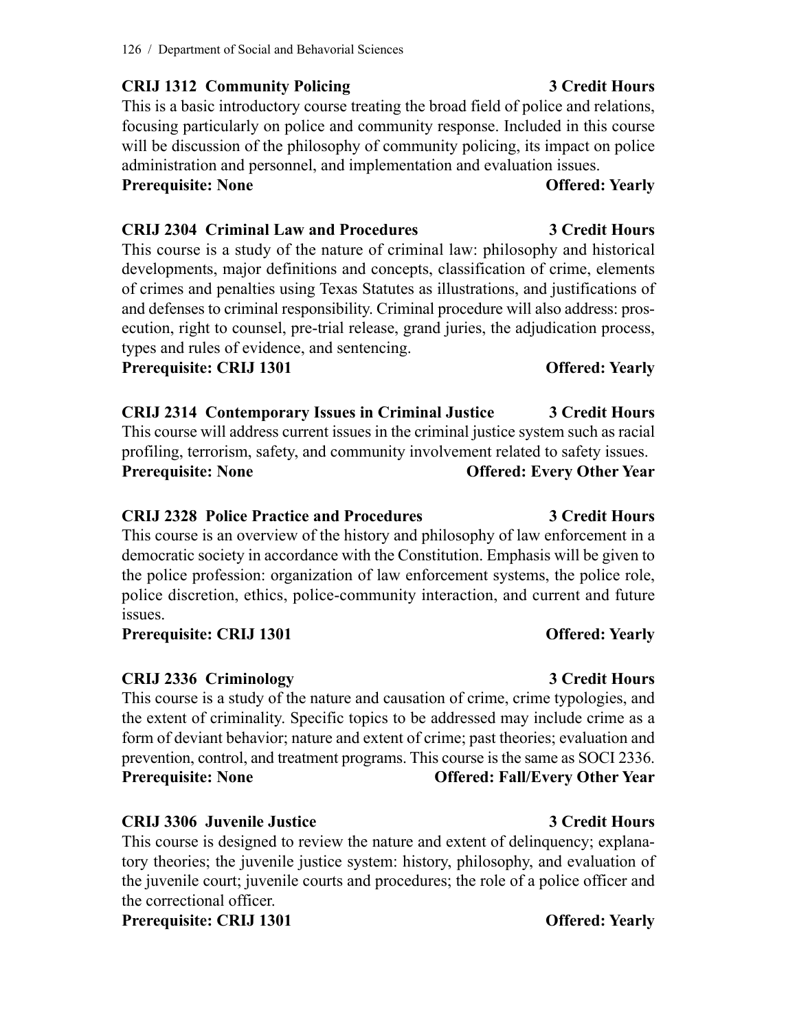**CRIJ 1312 Community Policing** **3 Credit Hours**

This is a basic introductory course treating the broad field of police and relations, focusing particularly on police and community response. Included in this course will be discussion of the philosophy of community policing, its impact on police administration and personnel, and implementation and evaluation issues.

**Prerequisite: None** **Offered: Yearly**

**CRIJ 2304 Criminal Law and Procedures** **3 Credit Hours**

This course is a study of the nature of criminal law: philosophy and historical developments, major definitions and concepts, classification of crime, elements of crimes and penalties using Texas Statutes as illustrations, and justifications of and defenses to criminal responsibility. Criminal procedure will also address: prosecution, right to counsel, pre-trial release, grand juries, the adjudication process, types and rules of evidence, and sentencing.

**Prerequisite: CRIJ 1301** **Offered: Yearly**

**CRIJ 2314 Contemporary Issues in Criminal Justice** **3 Credit Hours**

This course will address current issues in the criminal justice system such as racial profiling, terrorism, safety, and community involvement related to safety issues.

**Prerequisite: None** **Offered: Every Other Year**

**CRIJ 2328 Police Practice and Procedures** **3 Credit Hours**

This course is an overview of the history and philosophy of law enforcement in a democratic society in accordance with the Constitution. Emphasis will be given to the police profession: organization of law enforcement systems, the police role, police discretion, ethics, police-community interaction, and current and future issues.

**Prerequisite: CRIJ 1301** **Offered: Yearly**

**CRIJ 2336 Criminology** **3 Credit Hours**

This course is a study of the nature and causation of crime, crime typologies, and the extent of criminality. Specific topics to be addressed may include crime as a form of deviant behavior; nature and extent of crime; past theories; evaluation and prevention, control, and treatment programs. This course is the same as SOCI 2336.

**Prerequisite: None** **Offered: Fall/Every Other Year**

**CRIJ 3306 Juvenile Justice** **3 Credit Hours**

This course is designed to review the nature and extent of delinquency; explanatory theories; the juvenile justice system: history, philosophy, and evaluation of the juvenile court; juvenile courts and procedures; the role of a police officer and the correctional officer.

**Prerequisite: CRIJ 1301** **Offered: Yearly**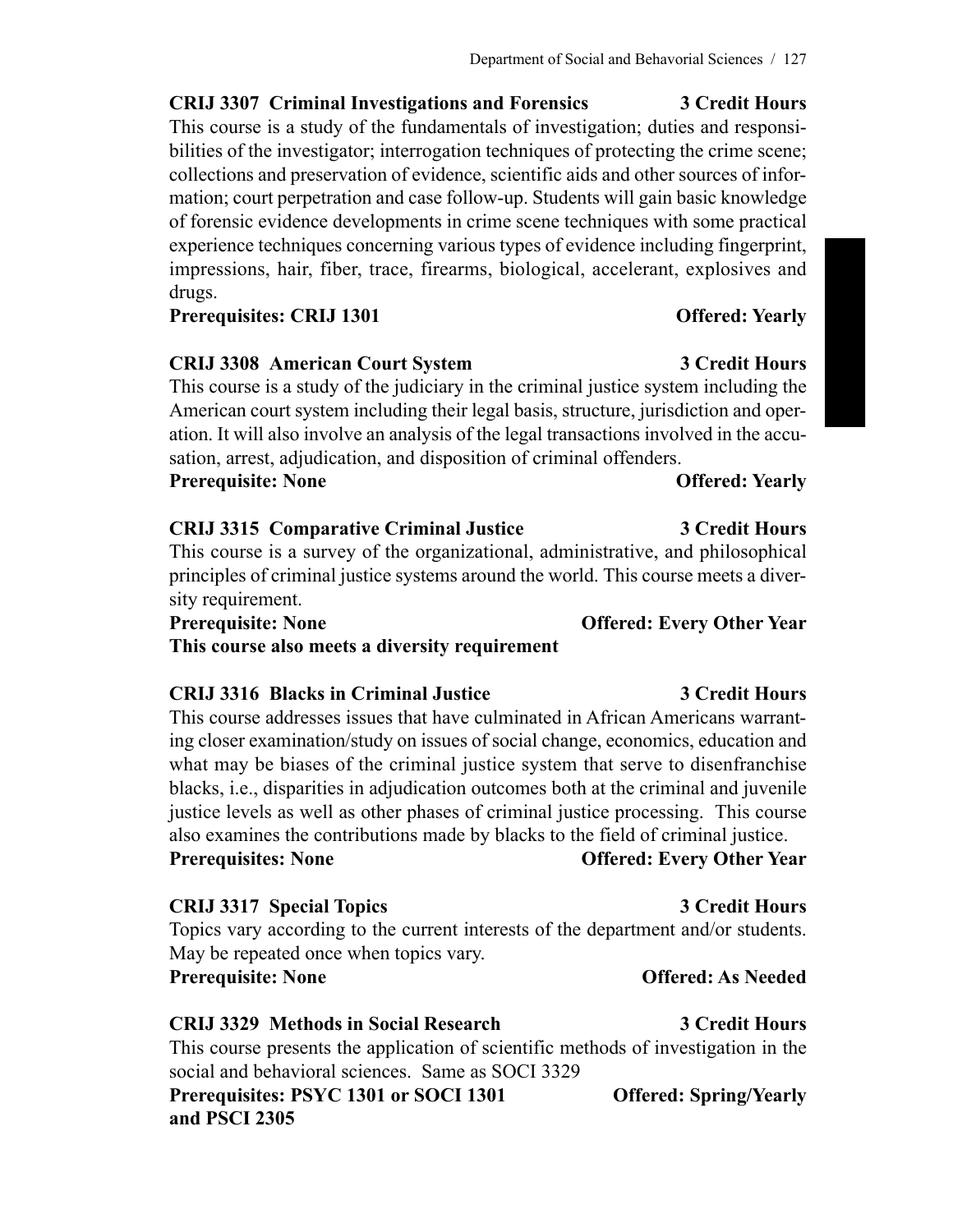**CRIJ 3307 Criminal Investigations and Forensics — 3 Credit Hours**

This course is a study of the fundamentals of investigation; duties and responsibilities of the investigator; interrogation techniques of protecting the crime scene; collections and preservation of evidence, scientific aids and other sources of information; court perpetration and case follow-up. Students will gain basic knowledge of forensic evidence developments in crime scene techniques with some practical experience techniques concerning various types of evidence including fingerprint, impressions, hair, fiber, trace, firearms, biological, accelerant, explosives and drugs.

**Prerequisites: CRIJ 1301 — Offered: Yearly**

**CRIJ 3308 American Court System — 3 Credit Hours**

This course is a study of the judiciary in the criminal justice system including the American court system including their legal basis, structure, jurisdiction and operation. It will also involve an analysis of the legal transactions involved in the accusation, arrest, adjudication, and disposition of criminal offenders.

**Prerequisite: None — Offered: Yearly**

**CRIJ 3315 Comparative Criminal Justice — 3 Credit Hours**

This course is a survey of the organizational, administrative, and philosophical principles of criminal justice systems around the world. This course meets a diversity requirement.

**Prerequisite: None — Offered: Every Other Year**

**This course also meets a diversity requirement**

**CRIJ 3316 Blacks in Criminal Justice — 3 Credit Hours**

This course addresses issues that have culminated in African Americans warranting closer examination/study on issues of social change, economics, education and what may be biases of the criminal justice system that serve to disenfranchise blacks, i.e., disparities in adjudication outcomes both at the criminal and juvenile justice levels as well as other phases of criminal justice processing. This course also examines the contributions made by blacks to the field of criminal justice.

**Prerequisites: None — Offered: Every Other Year**

**CRIJ 3317 Special Topics — 3 Credit Hours**

Topics vary according to the current interests of the department and/or students. May be repeated once when topics vary.

**Prerequisite: None — Offered: As Needed**

**CRIJ 3329 Methods in Social Research — 3 Credit Hours**

This course presents the application of scientific methods of investigation in the social and behavioral sciences. Same as SOCI 3329

**Prerequisites: PSYC 1301 or SOCI 1301 and PSCI 2305 — Offered: Spring/Yearly**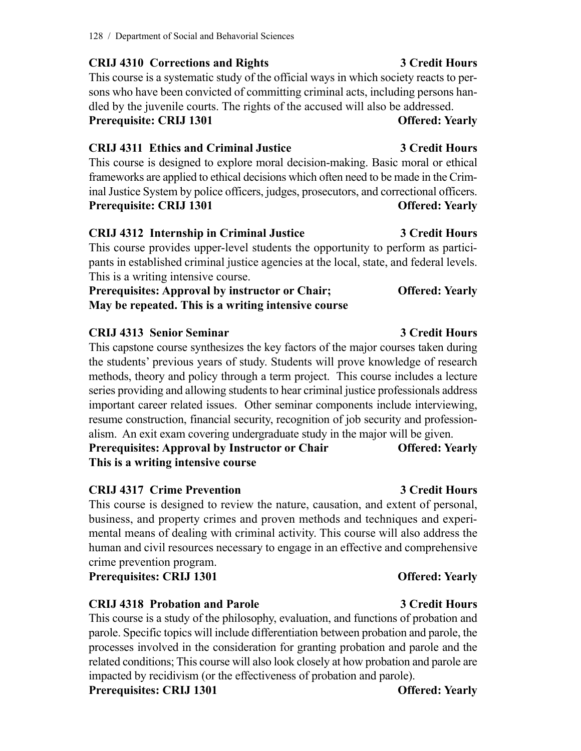**CRIJ 4310 Corrections and Rights** **3 Credit Hours**

This course is a systematic study of the official ways in which society reacts to persons who have been convicted of committing criminal acts, including persons handled by the juvenile courts. The rights of the accused will also be addressed.

**Prerequisite: CRIJ 1301** **Offered: Yearly**

**CRIJ 4311 Ethics and Criminal Justice** **3 Credit Hours**

This course is designed to explore moral decision-making. Basic moral or ethical frameworks are applied to ethical decisions which often need to be made in the Criminal Justice System by police officers, judges, prosecutors, and correctional officers.

**Prerequisite: CRIJ 1301** **Offered: Yearly**

**CRIJ 4312 Internship in Criminal Justice** **3 Credit Hours**

This course provides upper-level students the opportunity to perform as participants in established criminal justice agencies at the local, state, and federal levels. This is a writing intensive course.

**Prerequisites: Approval by instructor or Chair;** **Offered: Yearly**
**May be repeated. This is a writing intensive course**

**CRIJ 4313 Senior Seminar** **3 Credit Hours**

This capstone course synthesizes the key factors of the major courses taken during the students' previous years of study. Students will prove knowledge of research methods, theory and policy through a term project. This course includes a lecture series providing and allowing students to hear criminal justice professionals address important career related issues. Other seminar components include interviewing, resume construction, financial security, recognition of job security and professionalism. An exit exam covering undergraduate study in the major will be given.

**Prerequisites: Approval by Instructor or Chair** **Offered: Yearly**
**This is a writing intensive course**

**CRIJ 4317 Crime Prevention** **3 Credit Hours**

This course is designed to review the nature, causation, and extent of personal, business, and property crimes and proven methods and techniques and experimental means of dealing with criminal activity. This course will also address the human and civil resources necessary to engage in an effective and comprehensive crime prevention program.

**Prerequisites: CRIJ 1301** **Offered: Yearly**

**CRIJ 4318 Probation and Parole** **3 Credit Hours**

This course is a study of the philosophy, evaluation, and functions of probation and parole. Specific topics will include differentiation between probation and parole, the processes involved in the consideration for granting probation and parole and the related conditions; This course will also look closely at how probation and parole are impacted by recidivism (or the effectiveness of probation and parole).

**Prerequisites: CRIJ 1301** **Offered: Yearly**